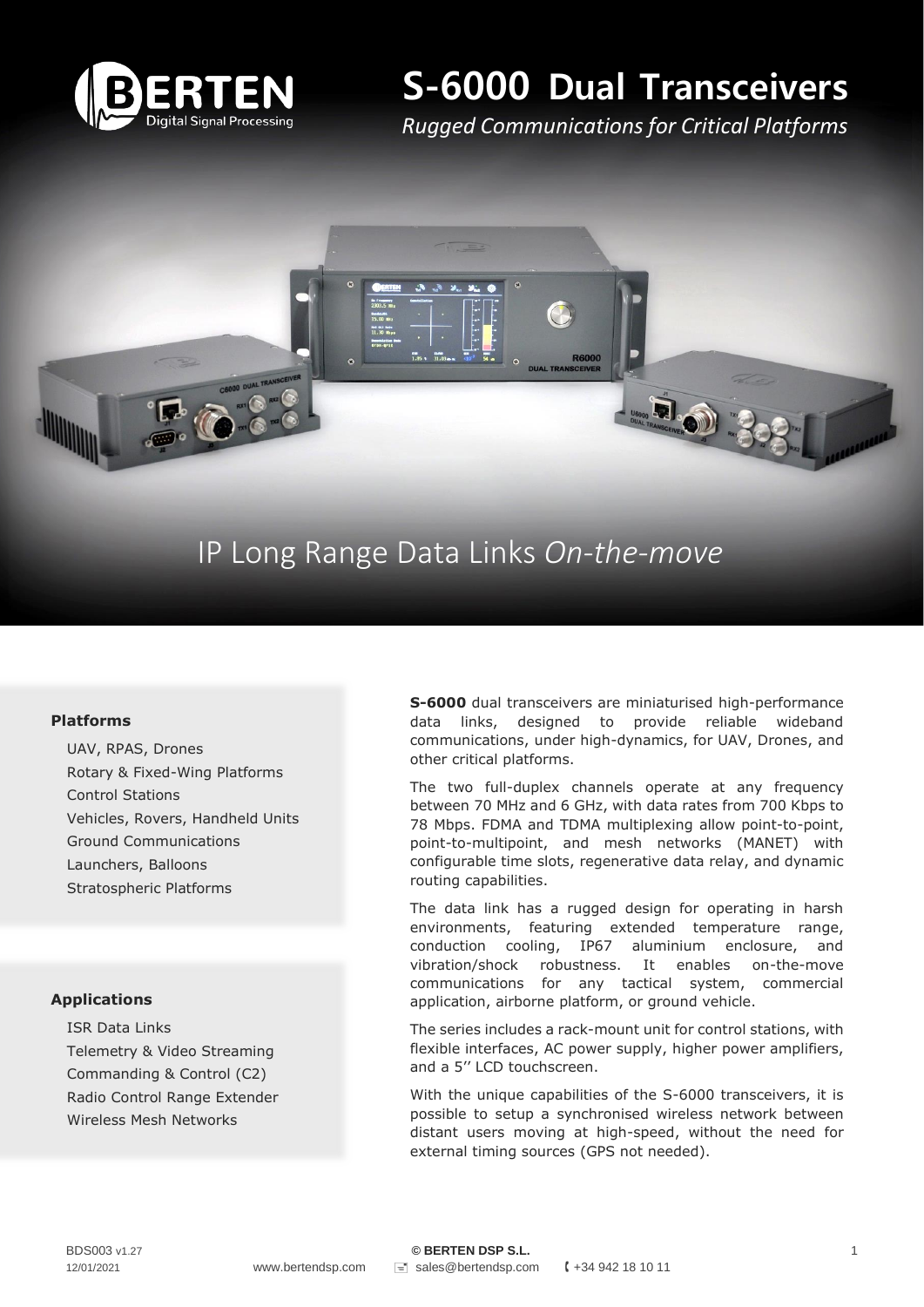# S-6000 Dual Transceivers

*Rugged Communications for Critical Platforms*

## IP Long Range Data Links *On-the-move*

### Platforms

- UAV, RPAS, Drones
- Rotary & Fixed-Wing Platforms
- Control Stations
- Vehicles, Rovers, Handheld Units
- Ground Communications
- Launchers, Balloons
- Stratospheric Platforms

### Applications

- ISR Data Links
- Telemetry & Video Streaming
- Commanding & Control (C2)
- Radio Control Range Extender
- Wireless Mesh Networks

**S-6000** dual transceivers are miniaturised high-performance data links, designed to provide reliable wideband communications, under high-dynamics, for UAV, Drones, and other critical platforms.

The two full-duplex channels operate at any frequency between 70 MHz and 6 GHz, with data rates from 700 Kbps to 78 Mbps. FDMA and TDMA multiplexing allow point-to-point, point-to-multipoint, and mesh networks (MANET) with configurable time slots, regenerative data relay, and dynamic routing capabilities.

The data link has a rugged design for operating in harsh environments, featuring extended temperature range, conduction cooling, IP67 aluminium enclosure, and vibration/shock robustness. It enables on-the-move communications for any tactical system, commercial application, airborne platform, or ground vehicle.

The series includes a rack-mount unit for control stations, with flexible interfaces, AC power supply, higher power amplifiers, and a 5'' LCD touchscreen.

With the unique capabilities of the S-6000 transceivers, it is possible to setup a synchronised wireless network between distant users moving at high-speed, without the need for external timing sources (GPS not needed).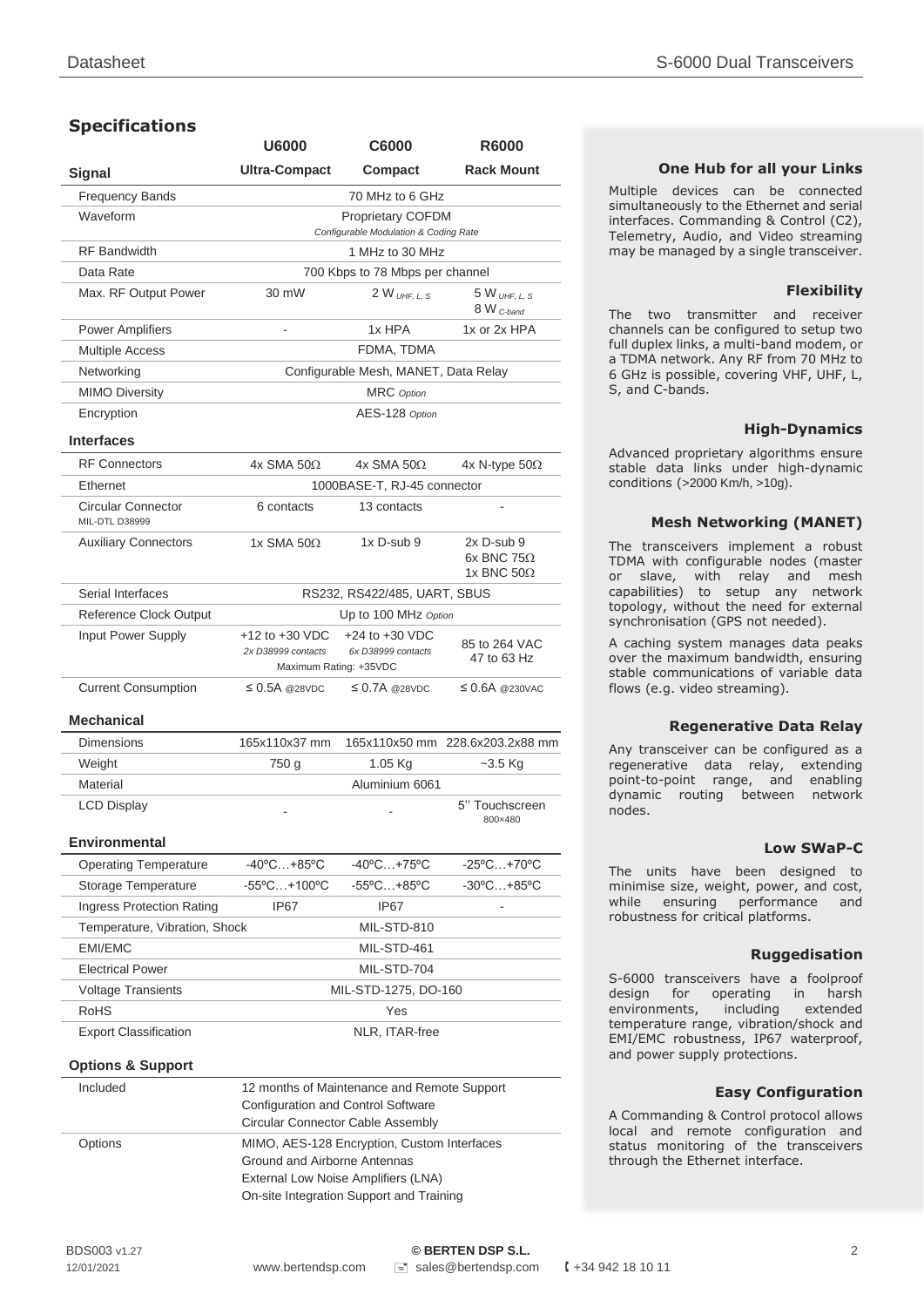## Specifications

| Signal | U6000 Ultra-Compact | C6000 Compact | R6000 Rack Mount |
|---|---|---|---|
| Frequency Bands | 70 MHz to 6 GHz | | |
| Waveform | Proprietary COFDM *Configurable Modulation & Coding Rate* | | |
| RF Bandwidth | 1 MHz to 30 MHz | | |
| Data Rate | 700 Kbps to 78 Mbps per channel | | |
| Max. RF Output Power | 30 mW | 2 W *UHF, L, S* | 5 W *UHF, L, S* 8 W *C-band* |
| Power Amplifiers | - | 1x HPA | 1x or 2x HPA |
| Multiple Access | FDMA, TDMA | | |
| Networking | Configurable Mesh, MANET, Data Relay | | |
| MIMO Diversity | MRC *Option* | | |
| Encryption | AES-128 *Option* | | |
| **Interfaces** | | | |
| RF Connectors | 4x SMA 50Ω | 4x SMA 50Ω | 4x N-type 50Ω |
| Ethernet | 1000BASE-T, RJ-45 connector | | |
| Circular Connector MIL-DTL D38999 | 6 contacts | 13 contacts | - |
| Auxiliary Connectors | 1x SMA 50Ω | 1x D-sub 9 | 2x D-sub 9, 6x BNC 75Ω, 1x BNC 50Ω |
| Serial Interfaces | RS232, RS422/485, UART, SBUS | | |
| Reference Clock Output | Up to 100 MHz *Option* | | |
| Input Power Supply | +12 to +30 VDC *2x D38999 contacts* | +24 to +30 VDC *6x D38999 contacts* | 85 to 264 VAC 47 to 63 Hz |
| | Maximum Rating: +35VDC | | |
| Current Consumption | ≤ 0.5A @28VDC | ≤ 0.7A @28VDC | ≤ 0.6A @230VAC |
| **Mechanical** | | | |
| Dimensions | 165x110x37 mm | 165x110x50 mm | 228.6x203.2x88 mm |
| Weight | 750 g | 1.05 Kg | ~3.5 Kg |
| Material | Aluminium 6061 | | |
| LCD Display | - | - | 5'' Touchscreen 800×480 |
| **Environmental** | | | |
| Operating Temperature | -40ºC…+85ºC | -40ºC…+75ºC | -25ºC…+70ºC |
| Storage Temperature | -55ºC…+100ºC | -55ºC…+85ºC | -30ºC…+85ºC |
| Ingress Protection Rating | IP67 | IP67 | - |
| Temperature, Vibration, Shock | MIL-STD-810 | | |
| EMI/EMC | MIL-STD-461 | | |
| Electrical Power | MIL-STD-704 | | |
| Voltage Transients | MIL-STD-1275, DO-160 | | |
| RoHS | Yes | | |
| Export Classification | NLR, ITAR-free | | |

### Options & Support

| | |
|---|---|
| Included | 12 months of Maintenance and Remote Support<br>Configuration and Control Software<br>Circular Connector Cable Assembly |
| Options | MIMO, AES-128 Encryption, Custom Interfaces<br>Ground and Airborne Antennas<br>External Low Noise Amplifiers (LNA)<br>On-site Integration Support and Training |

### One Hub for all your Links

Multiple devices can be connected simultaneously to the Ethernet and serial interfaces. Commanding & Control (C2), Telemetry, Audio, and Video streaming may be managed by a single transceiver.

### Flexibility

The two transmitter and receiver channels can be configured to setup two full duplex links, a multi-band modem, or a TDMA network. Any RF from 70 MHz to 6 GHz is possible, covering VHF, UHF, L, S, and C-bands.

### High-Dynamics

Advanced proprietary algorithms ensure stable data links under high-dynamic conditions (>2000 Km/h, >10g).

### Mesh Networking (MANET)

The transceivers implement a robust TDMA with configurable nodes (master or slave, with relay and mesh capabilities) to setup any network topology, without the need for external synchronisation (GPS not needed).

A caching system manages data peaks over the maximum bandwidth, ensuring stable communications of variable data flows (e.g. video streaming).

### Regenerative Data Relay

Any transceiver can be configured as a regenerative data relay, extending point-to-point range, and enabling dynamic routing between network nodes.

### Low SWaP-C

The units have been designed to minimise size, weight, power, and cost, while ensuring performance and robustness for critical platforms.

### Ruggedisation

S-6000 transceivers have a foolproof design for operating in harsh environments, including extended temperature range, vibration/shock and EMI/EMC robustness, IP67 waterproof, and power supply protections.

### Easy Configuration

A Commanding & Control protocol allows local and remote configuration and status monitoring of the transceivers through the Ethernet interface.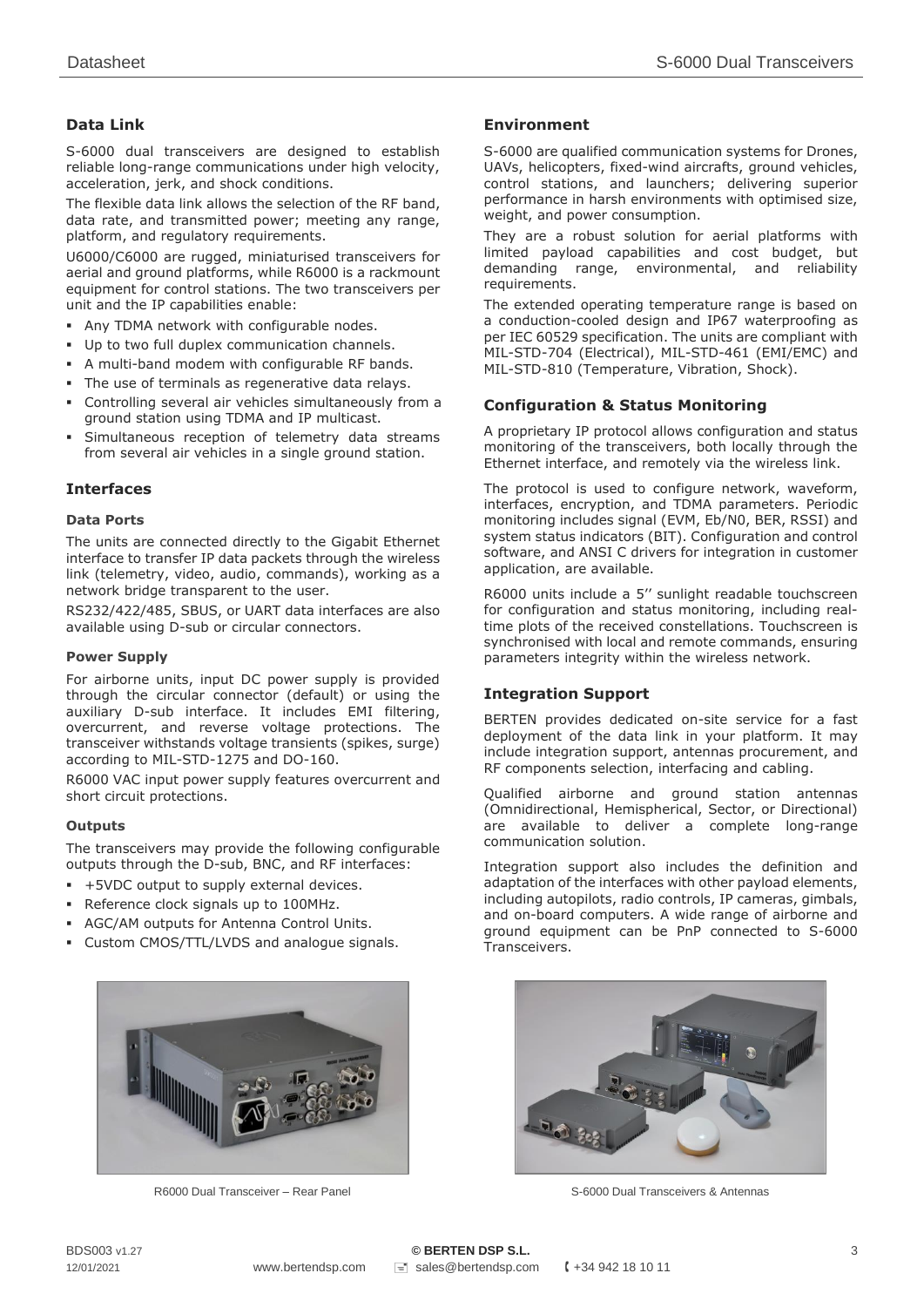## Data Link

S-6000 dual transceivers are designed to establish reliable long-range communications under high velocity, acceleration, jerk, and shock conditions.

The flexible data link allows the selection of the RF band, data rate, and transmitted power; meeting any range, platform, and regulatory requirements.

U6000/C6000 are rugged, miniaturised transceivers for aerial and ground platforms, while R6000 is a rackmount equipment for control stations. The two transceivers per unit and the IP capabilities enable:

- Any TDMA network with configurable nodes.
- Up to two full duplex communication channels.
- A multi-band modem with configurable RF bands.
- The use of terminals as regenerative data relays.
- Controlling several air vehicles simultaneously from a ground station using TDMA and IP multicast.
- Simultaneous reception of telemetry data streams from several air vehicles in a single ground station.

## Interfaces

### Data Ports

The units are connected directly to the Gigabit Ethernet interface to transfer IP data packets through the wireless link (telemetry, video, audio, commands), working as a network bridge transparent to the user.

RS232/422/485, SBUS, or UART data interfaces are also available using D-sub or circular connectors.

### Power Supply

For airborne units, input DC power supply is provided through the circular connector (default) or using the auxiliary D-sub interface. It includes EMI filtering, overcurrent, and reverse voltage protections. The transceiver withstands voltage transients (spikes, surge) according to MIL-STD-1275 and DO-160.

R6000 VAC input power supply features overcurrent and short circuit protections.

### Outputs

The transceivers may provide the following configurable outputs through the D-sub, BNC, and RF interfaces:

- +5VDC output to supply external devices.
- Reference clock signals up to 100MHz.
- AGC/AM outputs for Antenna Control Units.
- Custom CMOS/TTL/LVDS and analogue signals.

R6000 Dual Transceiver – Rear Panel

## Environment

S-6000 are qualified communication systems for Drones, UAVs, helicopters, fixed-wind aircrafts, ground vehicles, control stations, and launchers; delivering superior performance in harsh environments with optimised size, weight, and power consumption.

They are a robust solution for aerial platforms with limited payload capabilities and cost budget, but demanding range, environmental, and reliability requirements.

The extended operating temperature range is based on a conduction-cooled design and IP67 waterproofing as per IEC 60529 specification. The units are compliant with MIL-STD-704 (Electrical), MIL-STD-461 (EMI/EMC) and MIL-STD-810 (Temperature, Vibration, Shock).

## Configuration & Status Monitoring

A proprietary IP protocol allows configuration and status monitoring of the transceivers, both locally through the Ethernet interface, and remotely via the wireless link.

The protocol is used to configure network, waveform, interfaces, encryption, and TDMA parameters. Periodic monitoring includes signal (EVM, Eb/N0, BER, RSSI) and system status indicators (BIT). Configuration and control software, and ANSI C drivers for integration in customer application, are available.

R6000 units include a 5'' sunlight readable touchscreen for configuration and status monitoring, including real-time plots of the received constellations. Touchscreen is synchronised with local and remote commands, ensuring parameters integrity within the wireless network.

## Integration Support

BERTEN provides dedicated on-site service for a fast deployment of the data link in your platform. It may include integration support, antennas procurement, and RF components selection, interfacing and cabling.

Qualified airborne and ground station antennas (Omnidirectional, Hemispherical, Sector, or Directional) are available to deliver a complete long-range communication solution.

Integration support also includes the definition and adaptation of the interfaces with other payload elements, including autopilots, radio controls, IP cameras, gimbals, and on-board computers. A wide range of airborne and ground equipment can be PnP connected to S-6000 Transceivers.

S-6000 Dual Transceivers & Antennas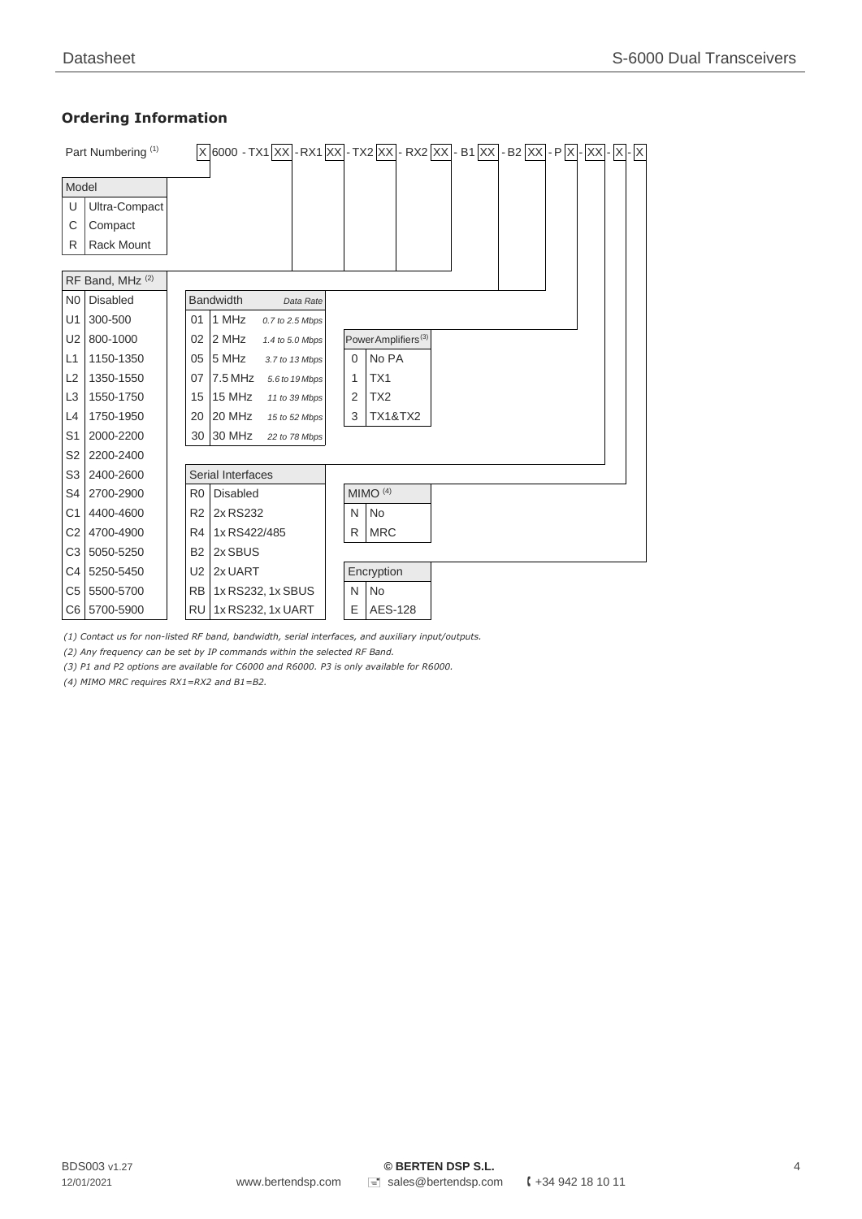## Ordering Information

Part Numbering (1)

X 6000 - TX1 XX - RX1 XX - TX2 XX - RX2 XX - B1 XX - B2 XX - P X - XX - X - X

| Model | |
|---|---|
| U | Ultra-Compact |
| C | Compact |
| R | Rack Mount |

| RF Band, MHz (2) | |
|---|---|
| N0 | Disabled |
| U1 | 300-500 |
| U2 | 800-1000 |
| L1 | 1150-1350 |
| L2 | 1350-1550 |
| L3 | 1550-1750 |
| L4 | 1750-1950 |
| S1 | 2000-2200 |
| S2 | 2200-2400 |
| S3 | 2400-2600 |
| S4 | 2700-2900 |
| C1 | 4400-4600 |
| C2 | 4700-4900 |
| C3 | 5050-5250 |
| C4 | 5250-5450 |
| C5 | 5500-5700 |
| C6 | 5700-5900 |

| Bandwidth | | Data Rate |
|---|---|---|
| 01 | 1 MHz | 0.7 to 2.5 Mbps |
| 02 | 2 MHz | 1.4 to 5.0 Mbps |
| 05 | 5 MHz | 3.7 to 13 Mbps |
| 07 | 7.5 MHz | 5.6 to 19 Mbps |
| 15 | 15 MHz | 11 to 39 Mbps |
| 20 | 20 MHz | 15 to 52 Mbps |
| 30 | 30 MHz | 22 to 78 Mbps |

| Power Amplifiers (3) | |
|---|---|
| 0 | No PA |
| 1 | TX1 |
| 2 | TX2 |
| 3 | TX1&TX2 |

| Serial Interfaces | |
|---|---|
| R0 | Disabled |
| R2 | 2x RS232 |
| R4 | 1x RS422/485 |
| B2 | 2x SBUS |
| U2 | 2x UART |
| RB | 1x RS232, 1x SBUS |
| RU | 1x RS232, 1x UART |

| MIMO (4) | |
|---|---|
| N | No |
| R | MRC |

| Encryption | |
|---|---|
| N | No |
| E | AES-128 |

*(1) Contact us for non-listed RF band, bandwidth, serial interfaces, and auxiliary input/outputs.*

*(2) Any frequency can be set by IP commands within the selected RF Band.*

*(3) P1 and P2 options are available for C6000 and R6000. P3 is only available for R6000.*

*(4) MIMO MRC requires RX1=RX2 and B1=B2.*